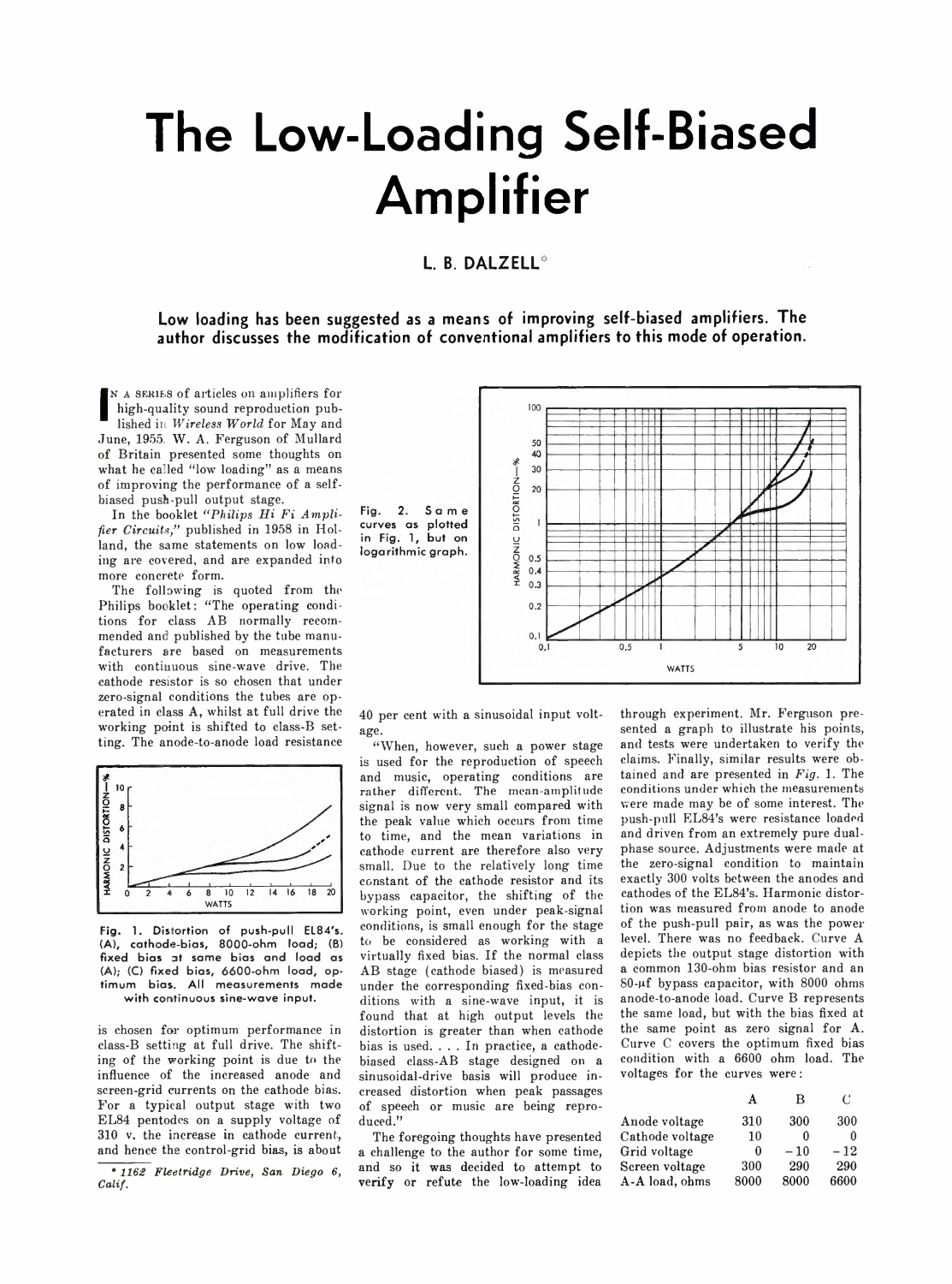# The Low-Loading Self-Biased Amplifier

## L. B. DALZELL*

**Low loading has been suggested as a means of improving self-biased amplifiers. The author discusses the modification of conventional amplifiers to this mode of operation.**

In a series of articles on amplifiers for high-quality sound reproduction published in *Wireless World* for May and June, 1955, W. A. Ferguson of Mullard of Britain presented some thoughts on what he called "low loading" as a means of improving the performance of a self-biased push-pull output stage.

In the booklet *"Philips Hi Fi Amplifier Circuits,"* published in 1958 in Holland, the same statements on low loading are covered, and are expanded into more concrete form.

The following is quoted from the Philips booklet: "The operating conditions for class AB normally recommended and published by the tube manufacturers are based on measurements with continuous sine-wave drive. The cathode resistor is so chosen that under zero-signal conditions the tubes are operated in class A, whilst at full drive the working point is shifted to class-B setting. The anode-to-anode load resistance is chosen for optimum performance in class-B setting at full drive. The shifting of the working point is due to the influence of the increased anode and screen-grid currents on the cathode bias. For a typical output stage with two EL84 pentodes on a supply voltage of 310 v. the increase in cathode current, and hence the control-grid bias, is about 40 per cent with a sinusoidal input voltage.

"When, however, such a power stage is used for the reproduction of speech and music, operating conditions are rather different. The mean-amplitude signal is now very small compared with the peak value which occurs from time to time, and the mean variations in cathode current are therefore also very small. Due to the relatively long time constant of the cathode resistor and its bypass capacitor, the shifting of the working point, even under peak-signal conditions, is small enough for the stage to be considered as working with a virtually fixed bias. If the normal class AB stage (cathode biased) is measured under the corresponding fixed-bias conditions with a sine-wave input, it is found that at high output levels the distortion is greater than when cathode bias is used. . . . In practice, a cathode-biased class-AB stage designed on a sinusoidal-drive basis will produce increased distortion when peak passages of speech or music are being reproduced."

The foregoing thoughts have presented a challenge to the author for some time, and so it was decided to attempt to verify or refute the low-loading idea through experiment. Mr. Ferguson presented a graph to illustrate his points, and tests were undertaken to verify the claims. Finally, similar results were obtained and are presented in *Fig.* 1. The conditions under which the measurements were made may be of some interest. The push-pull EL84's were resistance loaded and driven from an extremely pure dual-phase source. Adjustments were made at the zero-signal condition to maintain exactly 300 volts between the anodes and cathodes of the EL84's. Harmonic distortion was measured from anode to anode of the push-pull pair, as was the power level. There was no feedback. Curve A depicts the output stage distortion with a common 130-ohm bias resistor and an 80-μf bypass capacitor, with 8000 ohms anode-to-anode load. Curve B represents the same load, but with the bias fixed at the same point as zero signal for A. Curve C covers the optimum fixed bias condition with a 6600 ohm load. The voltages for the curves were:

| | A | B | C |
|---|---|---|---|
| Anode voltage | 310 | 300 | 300 |
| Cathode voltage | 10 | 0 | 0 |
| Grid voltage | 0 | −10 | −12 |
| Screen voltage | 300 | 290 | 290 |
| A-A load, ohms | 8000 | 8000 | 6600 |

Fig. 1. Distortion of push-pull EL84's. (A), cathode-bias, 8000-ohm load; (B) fixed bias at same bias and load as (A); (C) fixed bias, 6600-ohm load, optimum bias. All measurements made with continuous sine-wave input.

Fig. 2. Same curves as plotted in Fig. 1, but on logarithmic graph.

\* *1162 Fleetridge Drive, San Diego 6, Calif.*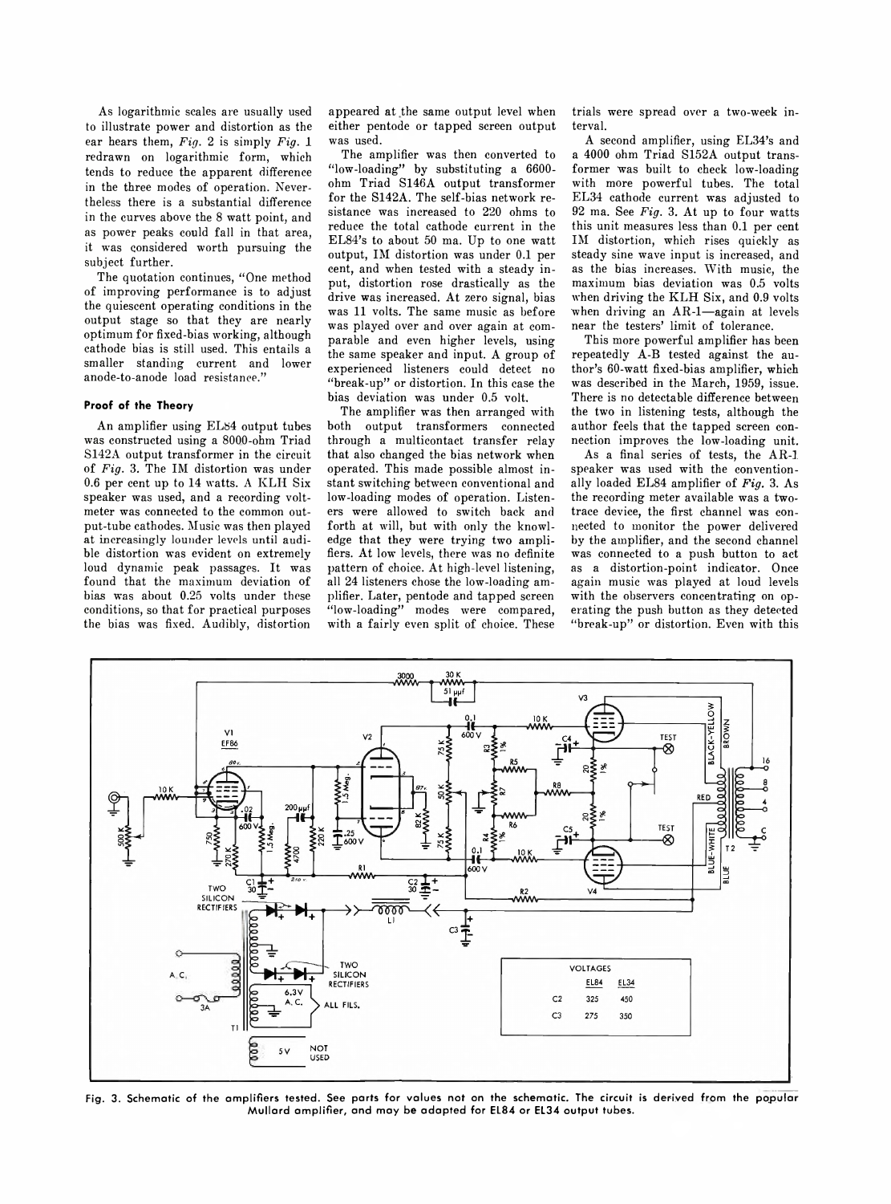As logarithmic scales are usually used to illustrate power and distortion as the ear hears them, *Fig.* 2 is simply *Fig.* 1 redrawn on logarithmic form, which tends to reduce the apparent difference in the three modes of operation. Nevertheless there is a substantial difference in the curves above the 8 watt point, and as power peaks could fall in that area, it was considered worth pursuing the subject further.

The quotation continues, "One method of improving performance is to adjust the quiescent operating conditions in the output stage so that they are nearly optimum for fixed-bias working, although cathode bias is still used. This entails a smaller standing current and lower anode-to-anode load resistance."

#### Proof of the Theory

An amplifier using EL84 output tubes was constructed using a 8000-ohm Triad S142A output transformer in the circuit of *Fig.* 3. The IM distortion was under 0.6 per cent up to 14 watts. A KLH Six speaker was used, and a recording voltmeter was connected to the common output-tube cathodes. Music was then played at increasingly louder levels until audible distortion was evident on extremely loud dynamic peak passages. It was found that the maximum deviation of bias was about 0.25 volts under these conditions, so that for practical purposes the bias was fixed. Audibly, distortion appeared at the same output level when either pentode or tapped screen output was used.

The amplifier was then converted to "low-loading" by substituting a 6600-ohm Triad S146A output transformer for the S142A. The self-bias network resistance was increased to 220 ohms to reduce the total cathode current in the EL84's to about 50 ma. Up to one watt output, IM distortion was under 0.1 per cent, and when tested with a steady input, distortion rose drastically as the drive was increased. At zero signal, bias was 11 volts. The same music as before was played over and over again at comparable and even higher levels, using the same speaker and input. A group of experienced listeners could detect no "break-up" or distortion. In this case the bias deviation was under 0.5 volt.

The amplifier was then arranged with both output transformers connected through a multicontact transfer relay that also changed the bias network when operated. This made possible almost instant switching between conventional and low-loading modes of operation. Listeners were allowed to switch back and forth at will, but with only the knowledge that they were trying two amplifiers. At low levels, there was no definite pattern of choice. At high-level listening, all 24 listeners chose the low-loading amplifier. Later, pentode and tapped screen "low-loading" modes were compared, with a fairly even split of choice. These trials were spread over a two-week interval.

A second amplifier, using EL34's and a 4000 ohm Triad S152A output transformer was built to check low-loading with more powerful tubes. The total EL34 cathode current was adjusted to 92 ma. See *Fig.* 3. At up to four watts this unit measures less than 0.1 per cent IM distortion, which rises quickly as steady sine wave input is increased, and as the bias increases. With music, the maximum bias deviation was 0.5 volts when driving the KLH Six, and 0.9 volts when driving an AR-1—again at levels near the testers' limit of tolerance.

This more powerful amplifier has been repeatedly A-B tested against the author's 60-watt fixed-bias amplifier, which was described in the March, 1959, issue. There is no detectable difference between the two in listening tests, although the author feels that the tapped screen connection improves the low-loading unit.

As a final series of tests, the AR-1 speaker was used with the conventionally loaded EL84 amplifier of *Fig.* 3. As the recording meter available was a two-trace device, the first channel was connected to monitor the power delivered by the amplifier, and the second channel was connected to a push button to act as a distortion-point indicator. Once again music was played at loud levels with the observers concentrating on operating the push button as they detected "break-up" or distortion. Even with this

| VOLTAGES | EL84 | EL34 |
|---|---|---|
| C2 | 325 | 450 |
| C3 | 275 | 350 |

Fig. 3. Schematic of the amplifiers tested. See parts for values not on the schematic. The circuit is derived from the popular Mullard amplifier, and may be adapted for EL84 or EL34 output tubes.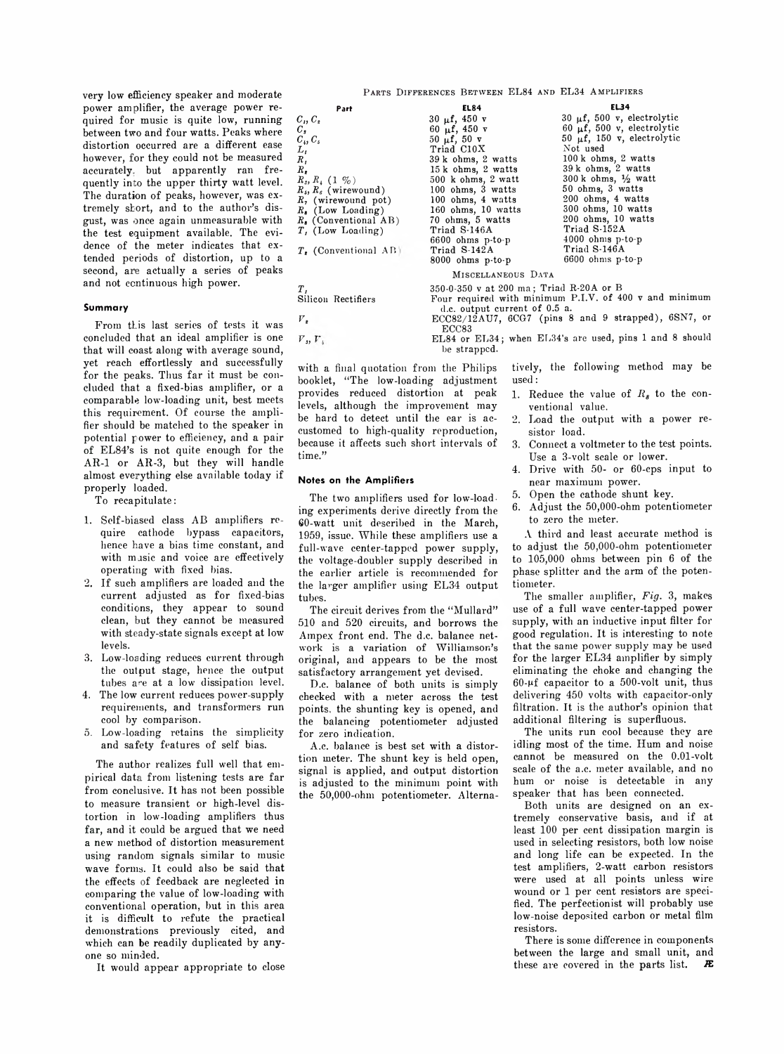very low efficiency speaker and moderate power amplifier, the average power required for music is quite low, running between two and four watts. Peaks where distortion occurred are a different ease however, for they could not be measured accurately, but apparently ran frequently into the upper thirty watt level. The duration of peaks, however, was extremely short, and to the author's disgust, was once again unmeasurable with the test equipment available. The evidence of the meter indicates that extended periods of distortion, up to a second, are actually a series of peaks and not continuous high power.

### Summary

From this last series of tests it was concluded that an ideal amplifier is one that will coast along with average sound, yet reach effortlessly and successfully for the peaks. Thus far it must be concluded that a fixed-bias amplifier, or a comparable low-loading unit, best meets this requirement. Of course the amplifier should be matched to the speaker in potential power to efficiency, and a pair of EL84's is not quite enough for the AR-1 or AR-3, but they will handle almost everything else available today if properly loaded.

To recapitulate:

1. Self-biased class AB amplifiers require cathode bypass capacitors, hence have a bias time constant, and with music and voice are effectively operating with fixed bias.
2. If such amplifiers are loaded and the current adjusted as for fixed-bias conditions, they appear to sound clean, but they cannot be measured with steady-state signals except at low levels.
3. Low-loading reduces current through the output stage, hence the output tubes are at a low dissipation level.
4. The low current reduces power-supply requirements, and transformers run cool by comparison.
5. Low-loading retains the simplicity and safety features of self bias.

The author realizes full well that empirical data from listening tests are far from conclusive. It has not been possible to measure transient or high-level distortion in low-loading amplifiers thus far, and it could be argued that we need a new method of distortion measurement using random signals similar to music wave forms. It could also be said that the effects of feedback are neglected in comparing the value of low-loading with conventional operation, but in this area it is difficult to refute the practical demonstrations previously cited, and which can be readily duplicated by anyone so minded.

It would appear appropriate to close with a final quotation from the Philips booklet, "The low-loading adjustment provides reduced distortion at peak levels, although the improvement may be hard to detect until the ear is accustomed to high-quality reproduction, because it affects such short intervals of time."

### Notes on the Amplifiers

The two amplifiers used for low-loading experiments derive directly from the 60-watt unit described in the March, 1959, issue. While these amplifiers use a full-wave center-tapped power supply, the voltage-doubler supply described in the earlier article is recommended for the larger amplifier using EL34 output tubes.

The circuit derives from the "Mullard" 510 and 520 circuits, and borrows the Ampex front end. The d.c. balance network is a variation of Williamson's original, and appears to be the most satisfactory arrangement yet devised.

D.c. balance of both units is simply checked with a meter across the test points, the shunting key is opened, and the balancing potentiometer adjusted for zero indication.

A.c. balance is best set with a distortion meter. The shunt key is held open, signal is applied, and output distortion is adjusted to the minimum point with the 50,000-ohm potentiometer. Alternatively, the following method may be used:

1. Reduce the value of $R_8$ to the conventional value.
2. Load the output with a power resistor load.
3. Connect a voltmeter to the test points. Use a 3-volt scale or lower.
4. Drive with 50- or 60-cps input to near maximum power.
5. Open the cathode shunt key.
6. Adjust the 50,000-ohm potentiometer to zero the meter.

A third and least accurate method is to adjust the 50,000-ohm potentiometer to 105,000 ohms between pin 6 of the phase splitter and the arm of the potentiometer.

The smaller amplifier, *Fig.* 3, makes use of a full wave center-tapped power supply, with an inductive input filter for good regulation. It is interesting to note that the same power supply may be used for the larger EL34 amplifier by simply eliminating the choke and changing the 60-μf capacitor to a 500-volt unit, thus delivering 450 volts with capacitor-only filtration. It is the author's opinion that additional filtering is superfluous.

The units run cool because they are idling most of the time. Hum and noise cannot be measured on the 0.01-volt scale of the a.c. meter available, and no hum or noise is detectable in any speaker that has been connected.

Both units are designed on an extremely conservative basis, and if at least 100 per cent dissipation margin is used in selecting resistors, both low noise and long life can be expected. In the test amplifiers, 2-watt carbon resistors were used at all points unless wire wound or 1 per cent resistors are specified. The perfectionist will probably use low-noise deposited carbon or metal film resistors.

There is some difference in components between the large and small unit, and these are covered in the parts list. Æ

PARTS DIFFERENCES BETWEEN EL84 AND EL34 AMPLIFIERS

| Part | EL84 | EL34 |
|---|---|---|
| $C_1, C_2$ | 30 μf, 450 v | 30 μf, 500 v, electrolytic |
| $C_3$ | 60 μf, 450 v | 60 μf, 500 v, electrolytic |
| $C_4, C_5$ | 50 μf, 50 v | 50 μf, 150 v, electrolytic |
| $L_1$ | Triad C10X | Not used |
| $R_1$ | 39 k ohms, 2 watts | 100 k ohms, 2 watts |
| $R_2$ | 15 k ohms, 2 watts | 39 k ohms, 2 watts |
| $R_3, R_4$ (1 %) | 500 k ohms, 2 watt | 300 k ohms, ½ watt |
| $R_5, R_6$ (wirewound) | 100 ohms, 3 watts | 50 ohms, 3 watts |
| $R_7$ (wirewound pot) | 100 ohms, 4 watts | 200 ohms, 4 watts |
| $R_8$ (Low Loading) | 160 ohms, 10 watts | 300 ohms, 10 watts |
| $R_8$ (Conventional AB) | 70 ohms, 5 watts | 200 ohms, 10 watts |
| $T_1$ (Low Loading) | Triad S-146A 6600 ohms p-to-p | Triad S-152A 4000 ohms p-to-p |
| $T_1$ (Conventional AB) | Triad S-142A 8000 ohms p-to-p | Triad S-146A 6600 ohms p-to-p |

MISCELLANEOUS DATA

| | |
|---|---|
| $T_2$ | 350-0-350 v at 200 ma; Triad R-20A or B |
| Silicon Rectifiers | Four required with minimum P.I.V. of 400 v and minimum d.c. output current of 0.5 a. |
| $V_2$ | ECC82/12AU7, 6CG7 (pins 8 and 9 strapped), 6SN7, or ECC83 |
| $V_3, V_4$ | EL84 or EL34; when EL34's are used, pins 1 and 8 should be strapped. |